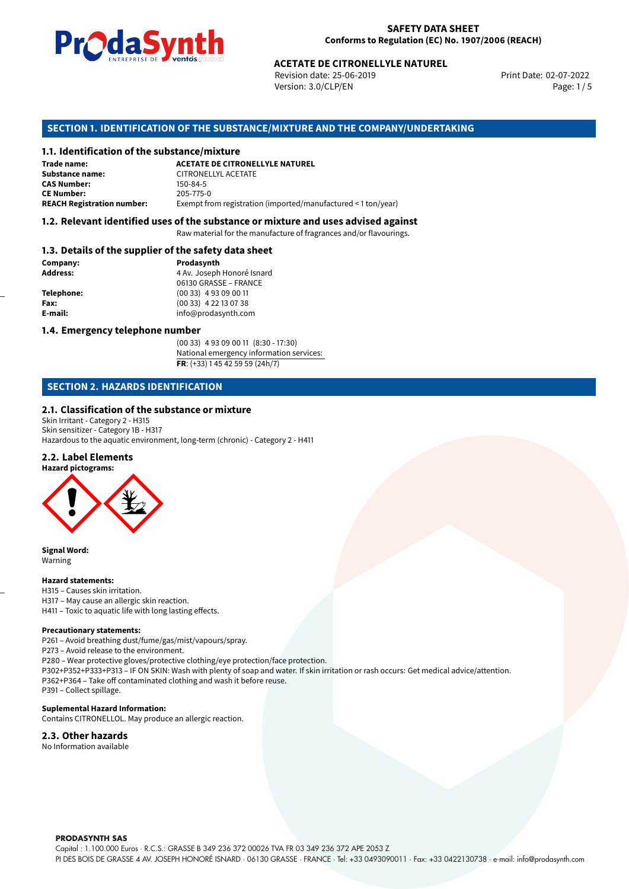**SAFETY DATA SHEET**
**Conforms to Regulation (EC) No. 1907/2006 (REACH)**

**ACETATE DE CITRONELLYLE NATUREL**
Revision date: 25-06-2019
Version: 3.0/CLP/EN
Print Date: 02-07-2022

## SECTION 1. IDENTIFICATION OF THE SUBSTANCE/MIXTURE AND THE COMPANY/UNDERTAKING

### 1.1. Identification of the substance/mixture

**Trade name:** **ACETATE DE CITRONELLYLE NATUREL**
**Substance name:** CITRONELLYL ACETATE
**CAS Number:** 150-84-5
**CE Number:** 205-775-0
**REACH Registration number:** Exempt from registration (imported/manufactured < 1 ton/year)

### 1.2. Relevant identified uses of the substance or mixture and uses advised against

Raw material for the manufacture of fragrances and/or flavourings.

### 1.3. Details of the supplier of the safety data sheet

**Company:** **Prodasynth**
**Address:** 4 Av. Joseph Honoré Isnard
06130 GRASSE – FRANCE
**Telephone:** (00 33) 4 93 09 00 11
**Fax:** (00 33) 4 22 13 07 38
**E-mail:** info@prodasynth.com

### 1.4. Emergency telephone number

(00 33) 4 93 09 00 11 (8:30 - 17:30)
National emergency information services:
**FR**: (+33) 1 45 42 59 59 (24h/7)

## SECTION 2. HAZARDS IDENTIFICATION

### 2.1. Classification of the substance or mixture

Skin Irritant - Category 2 - H315
Skin sensitizer - Category 1B - H317
Hazardous to the aquatic environment, long-term (chronic) - Category 2 - H411

### 2.2. Label Elements

**Hazard pictograms:**

**Signal Word:**
Warning

**Hazard statements:**
H315 – Causes skin irritation.
H317 – May cause an allergic skin reaction.
H411 – Toxic to aquatic life with long lasting effects.

**Precautionary statements:**
P261 – Avoid breathing dust/fume/gas/mist/vapours/spray.
P273 – Avoid release to the environment.
P280 – Wear protective gloves/protective clothing/eye protection/face protection.
P302+P352+P333+P313 – IF ON SKIN: Wash with plenty of soap and water. If skin irritation or rash occurs: Get medical advice/attention.
P362+P364 – Take off contaminated clothing and wash it before reuse.
P391 – Collect spillage.

**Suplemental Hazard Information:**
Contains CITRONELLOL. May produce an allergic reaction.

### 2.3. Other hazards

No Information available

**PRODASYNTH SAS**
Capital : 1.100.000 Euros · R.C.S.: GRASSE B 349 236 372 00026 TVA FR 03 349 236 372 APE 2053 Z
PI DES BOIS DE GRASSE 4 AV. JOSEPH HONORÉ ISNARD · 06130 GRASSE · FRANCE · Tel: +33 0493090011 · Fax: +33 0422130738 · e-mail: info@prodasynth.com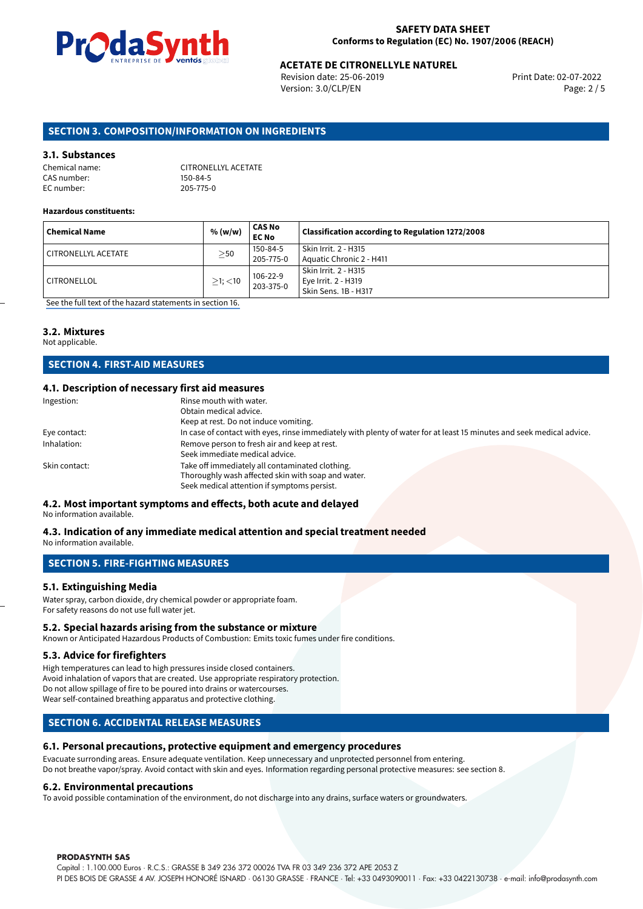## SECTION 3. COMPOSITION/INFORMATION ON INGREDIENTS

### 3.1. Substances

Chemical name: CITRONELLYL ACETATE
CAS number: 150-84-5
EC number: 205-775-0

**Hazardous constituents:**

| Chemical Name | % (w/w) | CAS No EC No | Classification according to Regulation 1272/2008 |
|---|---|---|---|
| CITRONELLYL ACETATE | $\geq$50 | 150-84-5 205-775-0 | Skin Irrit. 2 - H315 Aquatic Chronic 2 - H411 |
| CITRONELLOL | $\geq$1; $<$10 | 106-22-9 203-375-0 | Skin Irrit. 2 - H315 Eye Irrit. 2 - H319 Skin Sens. 1B - H317 |

See the full text of the hazard statements in section 16.

### 3.2. Mixtures

Not applicable.

## SECTION 4. FIRST-AID MEASURES

### 4.1. Description of necessary first aid measures

Ingestion: Rinse mouth with water.
Obtain medical advice.
Keep at rest. Do not induce vomiting.

Eye contact: In case of contact with eyes, rinse immediately with plenty of water for at least 15 minutes and seek medical advice.

Inhalation: Remove person to fresh air and keep at rest.
Seek immediate medical advice.

Skin contact: Take off immediately all contaminated clothing.
Thoroughly wash affected skin with soap and water.
Seek medical attention if symptoms persist.

### 4.2. Most important symptoms and effects, both acute and delayed

No information available.

### 4.3. Indication of any immediate medical attention and special treatment needed

No information available.

## SECTION 5. FIRE-FIGHTING MEASURES

### 5.1. Extinguishing Media

Water spray, carbon dioxide, dry chemical powder or appropriate foam.
For safety reasons do not use full water jet.

### 5.2. Special hazards arising from the substance or mixture

Known or Anticipated Hazardous Products of Combustion: Emits toxic fumes under fire conditions.

### 5.3. Advice for firefighters

High temperatures can lead to high pressures inside closed containers.
Avoid inhalation of vapors that are created. Use appropriate respiratory protection.
Do not allow spillage of fire to be poured into drains or watercourses.
Wear self-contained breathing apparatus and protective clothing.

## SECTION 6. ACCIDENTAL RELEASE MEASURES

### 6.1. Personal precautions, protective equipment and emergency procedures

Evacuate surronding areas. Ensure adequate ventilation. Keep unnecessary and unprotected personnel from entering.
Do not breathe vapor/spray. Avoid contact with skin and eyes. Information regarding personal protective measures: see section 8.

### 6.2. Environmental precautions

To avoid possible contamination of the environment, do not discharge into any drains, surface waters or groundwaters.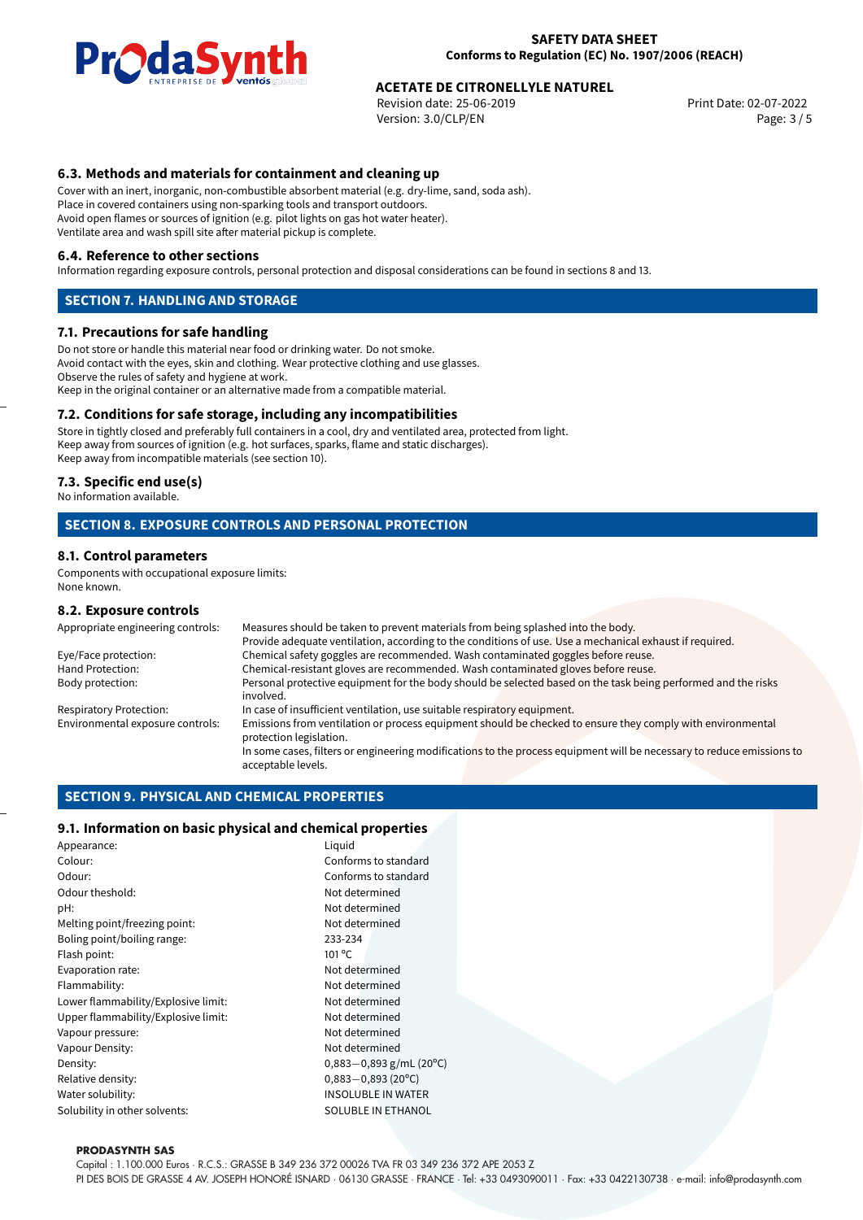### 6.3. Methods and materials for containment and cleaning up

Cover with an inert, inorganic, non-combustible absorbent material (e.g. dry-lime, sand, soda ash).
Place in covered containers using non-sparking tools and transport outdoors.
Avoid open flames or sources of ignition (e.g. pilot lights on gas hot water heater).
Ventilate area and wash spill site after material pickup is complete.

### 6.4. Reference to other sections

Information regarding exposure controls, personal protection and disposal considerations can be found in sections 8 and 13.

## SECTION 7. HANDLING AND STORAGE

### 7.1. Precautions for safe handling

Do not store or handle this material near food or drinking water. Do not smoke.
Avoid contact with the eyes, skin and clothing. Wear protective clothing and use glasses.
Observe the rules of safety and hygiene at work.
Keep in the original container or an alternative made from a compatible material.

### 7.2. Conditions for safe storage, including any incompatibilities

Store in tightly closed and preferably full containers in a cool, dry and ventilated area, protected from light.
Keep away from sources of ignition (e.g. hot surfaces, sparks, flame and static discharges).
Keep away from incompatible materials (see section 10).

### 7.3. Specific end use(s)

No information available.

## SECTION 8. EXPOSURE CONTROLS AND PERSONAL PROTECTION

### 8.1. Control parameters

Components with occupational exposure limits:
None known.

### 8.2. Exposure controls

| | |
|---|---|
| Appropriate engineering controls: | Measures should be taken to prevent materials from being splashed into the body. Provide adequate ventilation, according to the conditions of use. Use a mechanical exhaust if required. |
| Eye/Face protection: | Chemical safety goggles are recommended. Wash contaminated goggles before reuse. |
| Hand Protection: | Chemical-resistant gloves are recommended. Wash contaminated gloves before reuse. |
| Body protection: | Personal protective equipment for the body should be selected based on the task being performed and the risks involved. |
| Respiratory Protection: | In case of insufficient ventilation, use suitable respiratory equipment. |
| Environmental exposure controls: | Emissions from ventilation or process equipment should be checked to ensure they comply with environmental protection legislation. In some cases, filters or engineering modifications to the process equipment will be necessary to reduce emissions to acceptable levels. |

## SECTION 9. PHYSICAL AND CHEMICAL PROPERTIES

### 9.1. Information on basic physical and chemical properties

| | |
|---|---|
| Appearance: | Liquid |
| Colour: | Conforms to standard |
| Odour: | Conforms to standard |
| Odour theshold: | Not determined |
| pH: | Not determined |
| Melting point/freezing point: | Not determined |
| Boling point/boiling range: | 233-234 |
| Flash point: | 101 °C |
| Evaporation rate: | Not determined |
| Flammability: | Not determined |
| Lower flammability/Explosive limit: | Not determined |
| Upper flammability/Explosive limit: | Not determined |
| Vapour pressure: | Not determined |
| Vapour Density: | Not determined |
| Density: | 0,883−0,893 g/mL (20°C) |
| Relative density: | 0,883−0,893 (20°C) |
| Water solubility: | INSOLUBLE IN WATER |
| Solubility in other solvents: | SOLUBLE IN ETHANOL |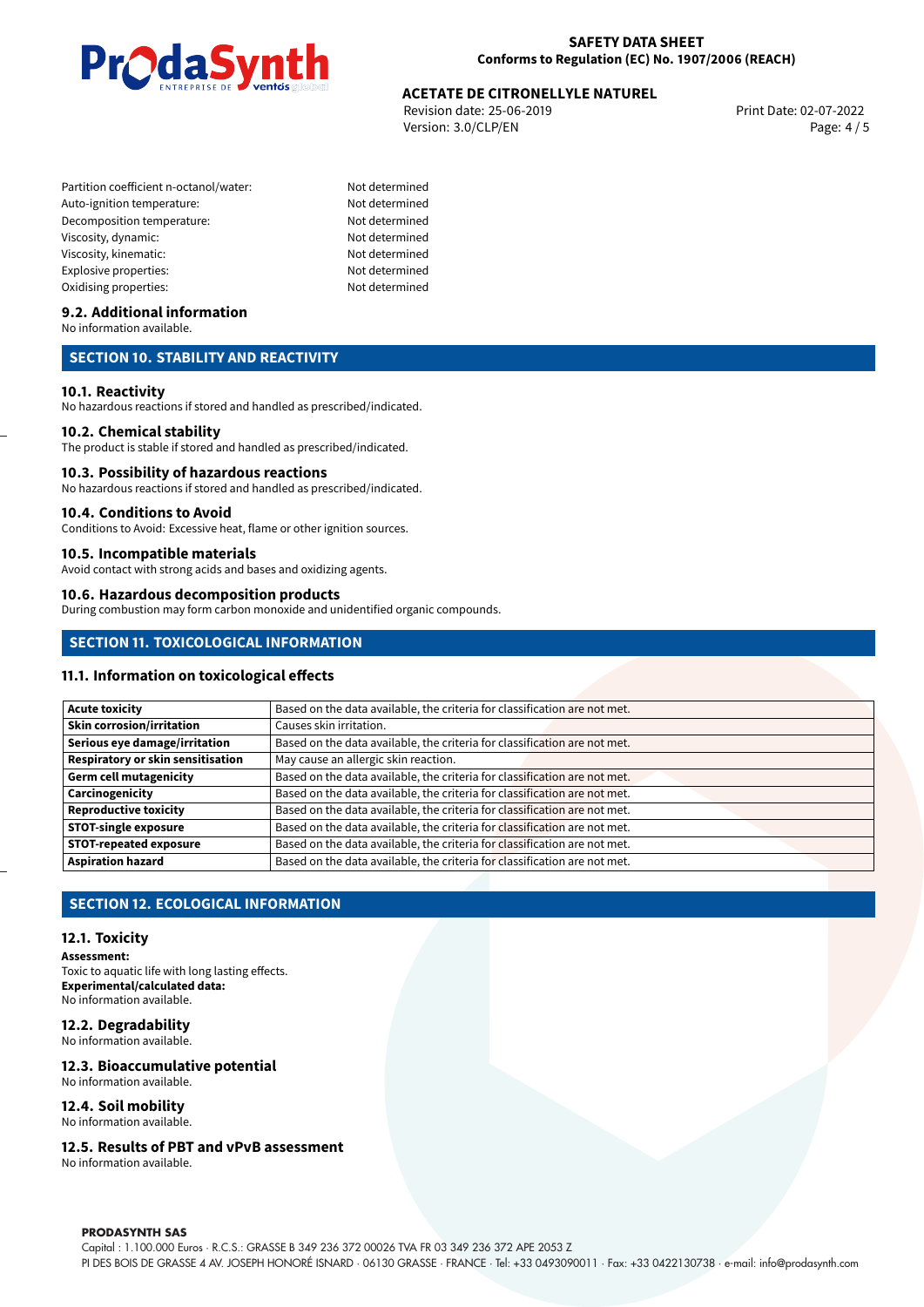| | |
|---|---|
| Partition coefficient n-octanol/water: | Not determined |
| Auto-ignition temperature: | Not determined |
| Decomposition temperature: | Not determined |
| Viscosity, dynamic: | Not determined |
| Viscosity, kinematic: | Not determined |
| Explosive properties: | Not determined |
| Oxidising properties: | Not determined |

### 9.2. Additional information

No information available.

## SECTION 10. STABILITY AND REACTIVITY

### 10.1. Reactivity

No hazardous reactions if stored and handled as prescribed/indicated.

### 10.2. Chemical stability

The product is stable if stored and handled as prescribed/indicated.

### 10.3. Possibility of hazardous reactions

No hazardous reactions if stored and handled as prescribed/indicated.

### 10.4. Conditions to Avoid

Conditions to Avoid: Excessive heat, flame or other ignition sources.

### 10.5. Incompatible materials

Avoid contact with strong acids and bases and oxidizing agents.

### 10.6. Hazardous decomposition products

During combustion may form carbon monoxide and unidentified organic compounds.

## SECTION 11. TOXICOLOGICAL INFORMATION

### 11.1. Information on toxicological effects

| | |
|---|---|
| **Acute toxicity** | Based on the data available, the criteria for classification are not met. |
| **Skin corrosion/irritation** | Causes skin irritation. |
| **Serious eye damage/irritation** | Based on the data available, the criteria for classification are not met. |
| **Respiratory or skin sensitisation** | May cause an allergic skin reaction. |
| **Germ cell mutagenicity** | Based on the data available, the criteria for classification are not met. |
| **Carcinogenicity** | Based on the data available, the criteria for classification are not met. |
| **Reproductive toxicity** | Based on the data available, the criteria for classification are not met. |
| **STOT-single exposure** | Based on the data available, the criteria for classification are not met. |
| **STOT-repeated exposure** | Based on the data available, the criteria for classification are not met. |
| **Aspiration hazard** | Based on the data available, the criteria for classification are not met. |

## SECTION 12. ECOLOGICAL INFORMATION

### 12.1. Toxicity

**Assessment:**
Toxic to aquatic life with long lasting effects.
**Experimental/calculated data:**
No information available.

### 12.2. Degradability

No information available.

### 12.3. Bioaccumulative potential

No information available.

### 12.4. Soil mobility

No information available.

### 12.5. Results of PBT and vPvB assessment

No information available.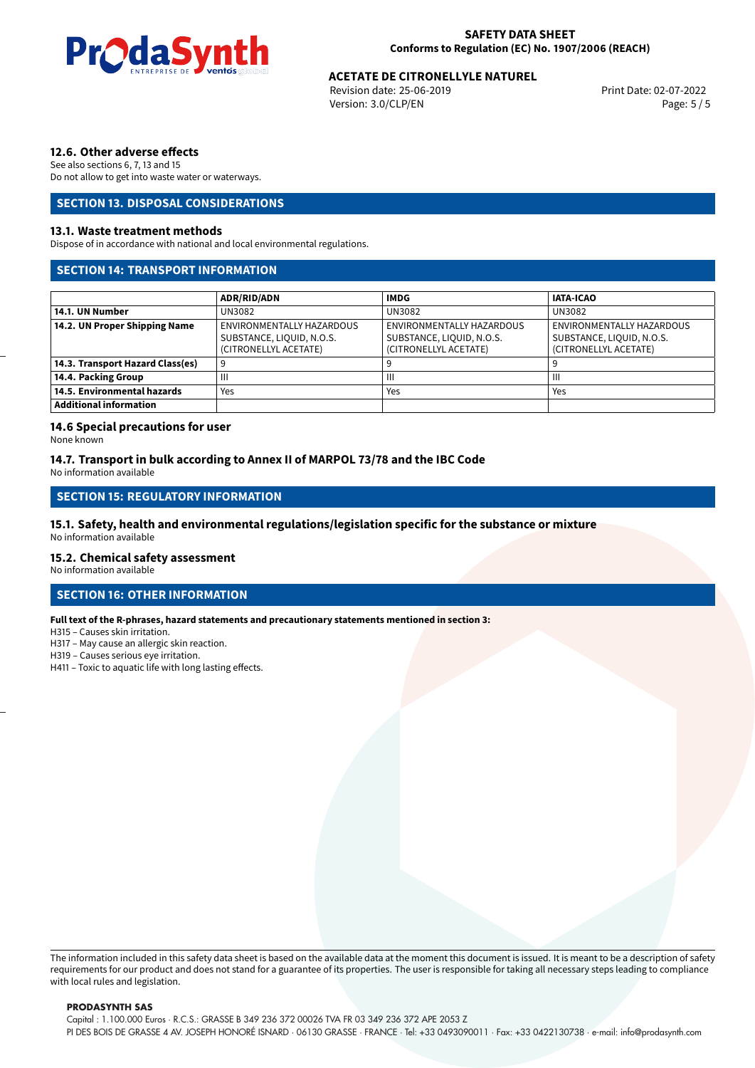### 12.6. Other adverse effects

See also sections 6, 7, 13 and 15

Do not allow to get into waste water or waterways.

## SECTION 13. DISPOSAL CONSIDERATIONS

### 13.1. Waste treatment methods

Dispose of in accordance with national and local environmental regulations.

## SECTION 14: TRANSPORT INFORMATION

| | ADR/RID/ADN | IMDG | IATA-ICAO |
|---|---|---|---|
| **14.1. UN Number** | UN3082 | UN3082 | UN3082 |
| **14.2. UN Proper Shipping Name** | ENVIRONMENTALLY HAZARDOUS SUBSTANCE, LIQUID, N.O.S. (CITRONELLYL ACETATE) | ENVIRONMENTALLY HAZARDOUS SUBSTANCE, LIQUID, N.O.S. (CITRONELLYL ACETATE) | ENVIRONMENTALLY HAZARDOUS SUBSTANCE, LIQUID, N.O.S. (CITRONELLYL ACETATE) |
| **14.3. Transport Hazard Class(es)** | 9 | 9 | 9 |
| **14.4. Packing Group** | III | III | III |
| **14.5. Environmental hazards** | Yes | Yes | Yes |
| **Additional information** | | | |

### 14.6 Special precautions for user

None known

### 14.7. Transport in bulk according to Annex II of MARPOL 73/78 and the IBC Code

No information available

## SECTION 15: REGULATORY INFORMATION

### 15.1. Safety, health and environmental regulations/legislation specific for the substance or mixture

No information available

### 15.2. Chemical safety assessment

No information available

## SECTION 16: OTHER INFORMATION

**Full text of the R-phrases, hazard statements and precautionary statements mentioned in section 3:**

H315 – Causes skin irritation.
H317 – May cause an allergic skin reaction.
H319 – Causes serious eye irritation.
H411 – Toxic to aquatic life with long lasting effects.

The information included in this safety data sheet is based on the available data at the moment this document is issued. It is meant to be a description of safety requirements for our product and does not stand for a guarantee of its properties. The user is responsible for taking all necessary steps leading to compliance with local rules and legislation.

**PRODASYNTH SAS**

Capital : 1.100.000 Euros · R.C.S.: GRASSE B 349 236 372 00026 TVA FR 03 349 236 372 APE 2053 Z
PI DES BOIS DE GRASSE 4 AV. JOSEPH HONORÉ ISNARD · 06130 GRASSE · FRANCE · Tel: +33 0493090011 · Fax: +33 0422130738 · e-mail: info@prodasynth.com